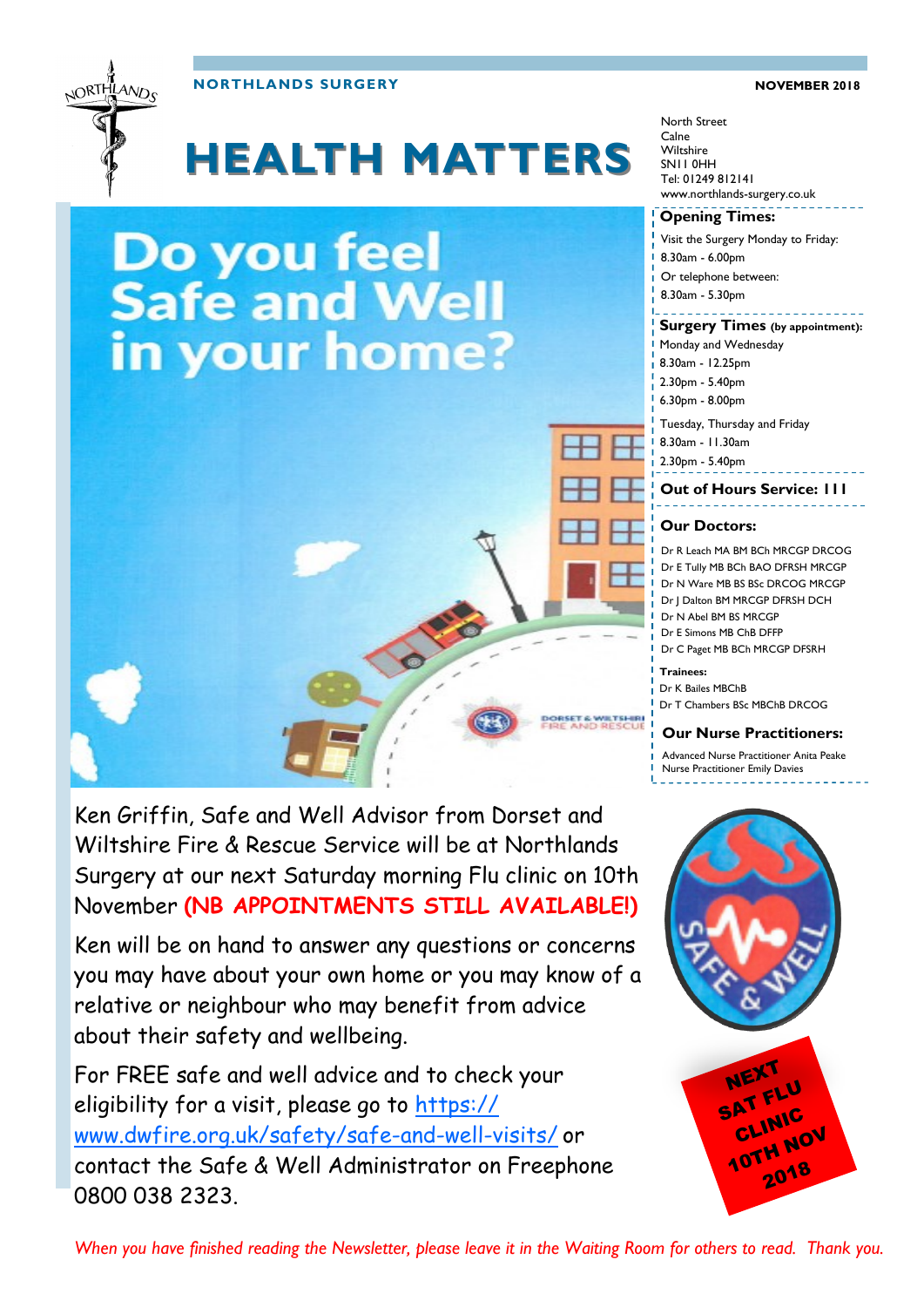NORTHLANDS SURGERY

NOVEMBER 2018

# HEALTH MATTERS

North Street
Calne
Wiltshire
SN11 0HH
Tel: 01249 812141
www.northlands-surgery.co.uk

## Do you feel Safe and Well in your home?

Ken Griffin, Safe and Well Advisor from Dorset and Wiltshire Fire & Rescue Service will be at Northlands Surgery at our next Saturday morning Flu clinic on 10th November **(NB APPOINTMENTS STILL AVAILABLE!)**

Ken will be on hand to answer any questions or concerns you may have about your own home or you may know of a relative or neighbour who may benefit from advice about their safety and wellbeing.

For FREE safe and well advice and to check your eligibility for a visit, please go to https://www.dwfire.org.uk/safety/safe-and-well-visits/ or contact the Safe & Well Administrator on Freephone 0800 038 2323.

**NEXT SAT FLU CLINIC 10TH NOV 2018**

### Opening Times:

Visit the Surgery Monday to Friday:
8.30am - 6.00pm

Or telephone between:
8.30am - 5.30pm

### Surgery Times (by appointment):

Monday and Wednesday
8.30am - 12.25pm
2.30pm - 5.40pm
6.30pm - 8.00pm

Tuesday, Thursday and Friday
8.30am - 11.30am
2.30pm - 5.40pm

### Out of Hours Service: 111

### Our Doctors:

Dr R Leach MA BM BCh MRCGP DRCOG
Dr E Tully MB BCh BAO DFRSH MRCGP
Dr N Ware MB BS BSc DRCOG MRCGP
Dr J Dalton BM MRCGP DFRSH DCH
Dr N Abel BM BS MRCGP
Dr E Simons MB ChB DFFP
Dr C Paget MB BCh MRCGP DFSRH

**Trainees:**
Dr K Bailes MBChB
Dr T Chambers BSc MBChB DRCOG

### Our Nurse Practitioners:

Advanced Nurse Practitioner Anita Peake
Nurse Practitioner Emily Davies

*When you have finished reading the Newsletter, please leave it in the Waiting Room for others to read. Thank you.*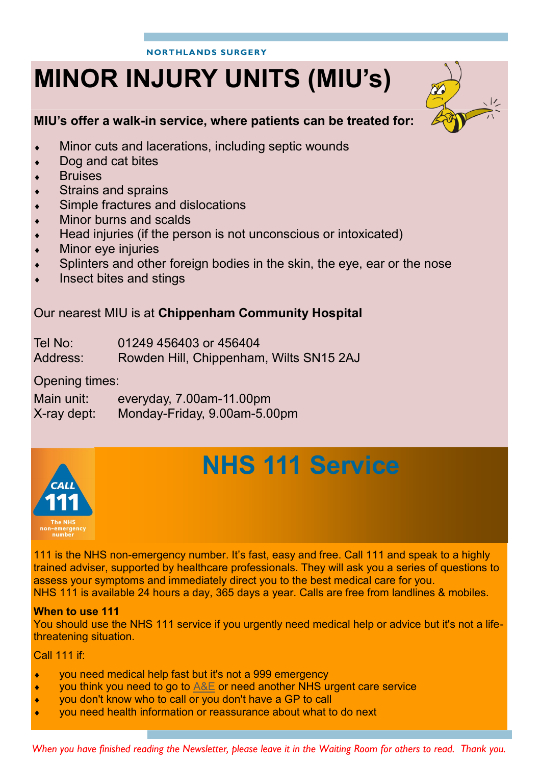NORTHLANDS SURGERY

# MINOR INJURY UNITS (MIU's)

**MIU's offer a walk-in service, where patients can be treated for:**

- Minor cuts and lacerations, including septic wounds
- Dog and cat bites
- Bruises
- Strains and sprains
- Simple fractures and dislocations
- Minor burns and scalds
- Head injuries (if the person is not unconscious or intoxicated)
- Minor eye injuries
- Splinters and other foreign bodies in the skin, the eye, ear or the nose
- Insect bites and stings

Our nearest MIU is at **Chippenham Community Hospital**

Tel No: 01249 456403 or 456404
Address: Rowden Hill, Chippenham, Wilts SN15 2AJ

Opening times:

Main unit: everyday, 7.00am-11.00pm
X-ray dept: Monday-Friday, 9.00am-5.00pm

# NHS 111 Service

CALL 111 The NHS non-emergency number

111 is the NHS non-emergency number. It's fast, easy and free. Call 111 and speak to a highly trained adviser, supported by healthcare professionals. They will ask you a series of questions to assess your symptoms and immediately direct you to the best medical care for you.
NHS 111 is available 24 hours a day, 365 days a year. Calls are free from landlines & mobiles.

**When to use 111**
You should use the NHS 111 service if you urgently need medical help or advice but it's not a life-threatening situation.

Call 111 if:

- you need medical help fast but it's not a 999 emergency
- you think you need to go to A&E or need another NHS urgent care service
- you don't know who to call or you don't have a GP to call
- you need health information or reassurance about what to do next

*When you have finished reading the Newsletter, please leave it in the Waiting Room for others to read. Thank you.*